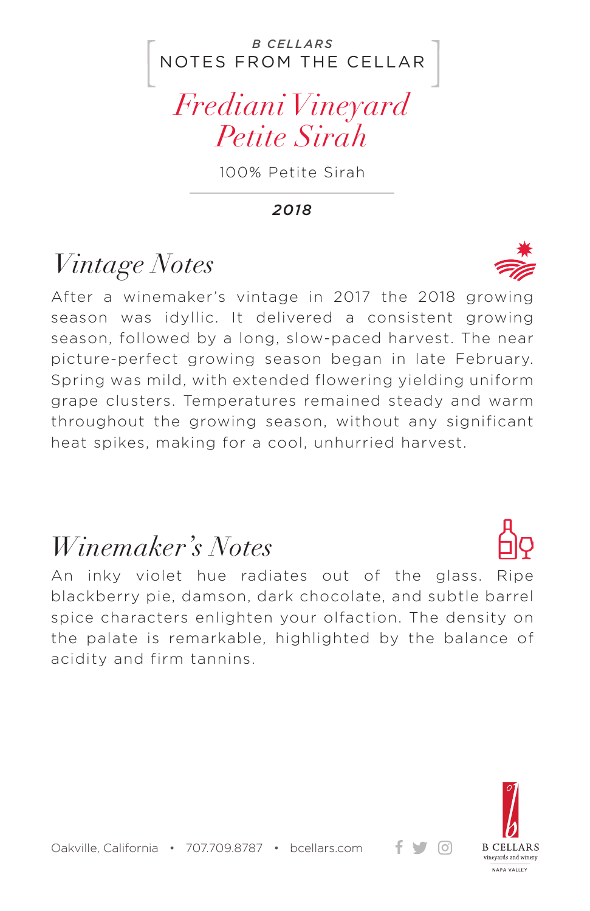*B CELLARS*
NOTES FROM THE CELLAR

# *Frediani Vineyard Petite Sirah*

100% Petite Sirah

***2018***

## *Vintage Notes*

After a winemaker's vintage in 2017 the 2018 growing season was idyllic. It delivered a consistent growing season, followed by a long, slow-paced harvest. The near picture-perfect growing season began in late February. Spring was mild, with extended flowering yielding uniform grape clusters. Temperatures remained steady and warm throughout the growing season, without any significant heat spikes, making for a cool, unhurried harvest.

## *Winemaker's Notes*

An inky violet hue radiates out of the glass. Ripe blackberry pie, damson, dark chocolate, and subtle barrel spice characters enlighten your olfaction. The density on the palate is remarkable, highlighted by the balance of acidity and firm tannins.

Oakville, California • 707.709.8787 • bcellars.com

B CELLARS
vineyards and winery
NAPA VALLEY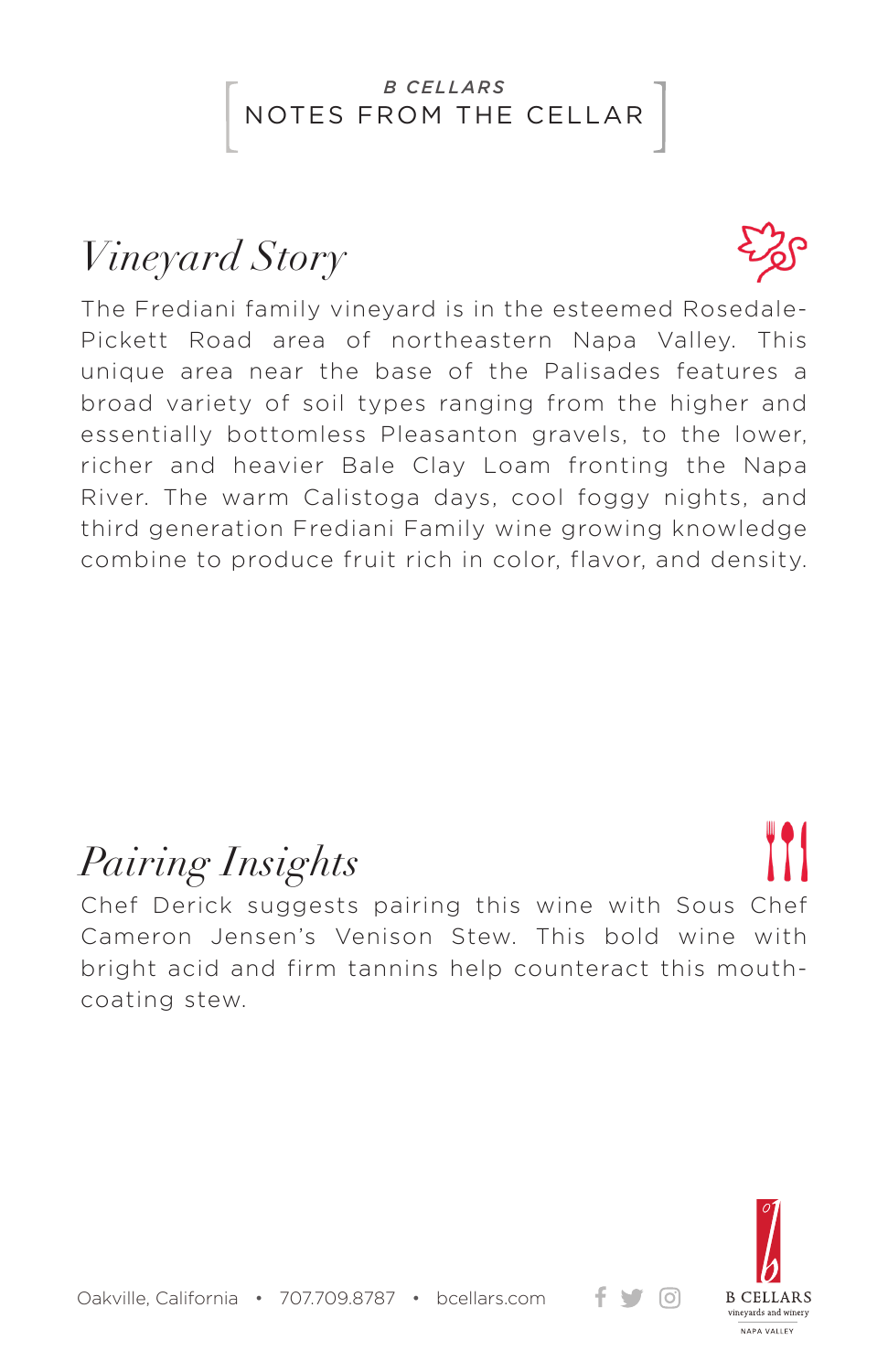B CELLARS

NOTES FROM THE CELLAR

## *Vineyard Story*

The Frediani family vineyard is in the esteemed Rosedale-Pickett Road area of northeastern Napa Valley. This unique area near the base of the Palisades features a broad variety of soil types ranging from the higher and essentially bottomless Pleasanton gravels, to the lower, richer and heavier Bale Clay Loam fronting the Napa River. The warm Calistoga days, cool foggy nights, and third generation Frediani Family wine growing knowledge combine to produce fruit rich in color, flavor, and density.

## *Pairing Insights*

Chef Derick suggests pairing this wine with Sous Chef Cameron Jensen's Venison Stew. This bold wine with bright acid and firm tannins help counteract this mouth-coating stew.

Oakville, California • 707.709.8787 • bcellars.com

B CELLARS
vineyards and winery
NAPA VALLEY